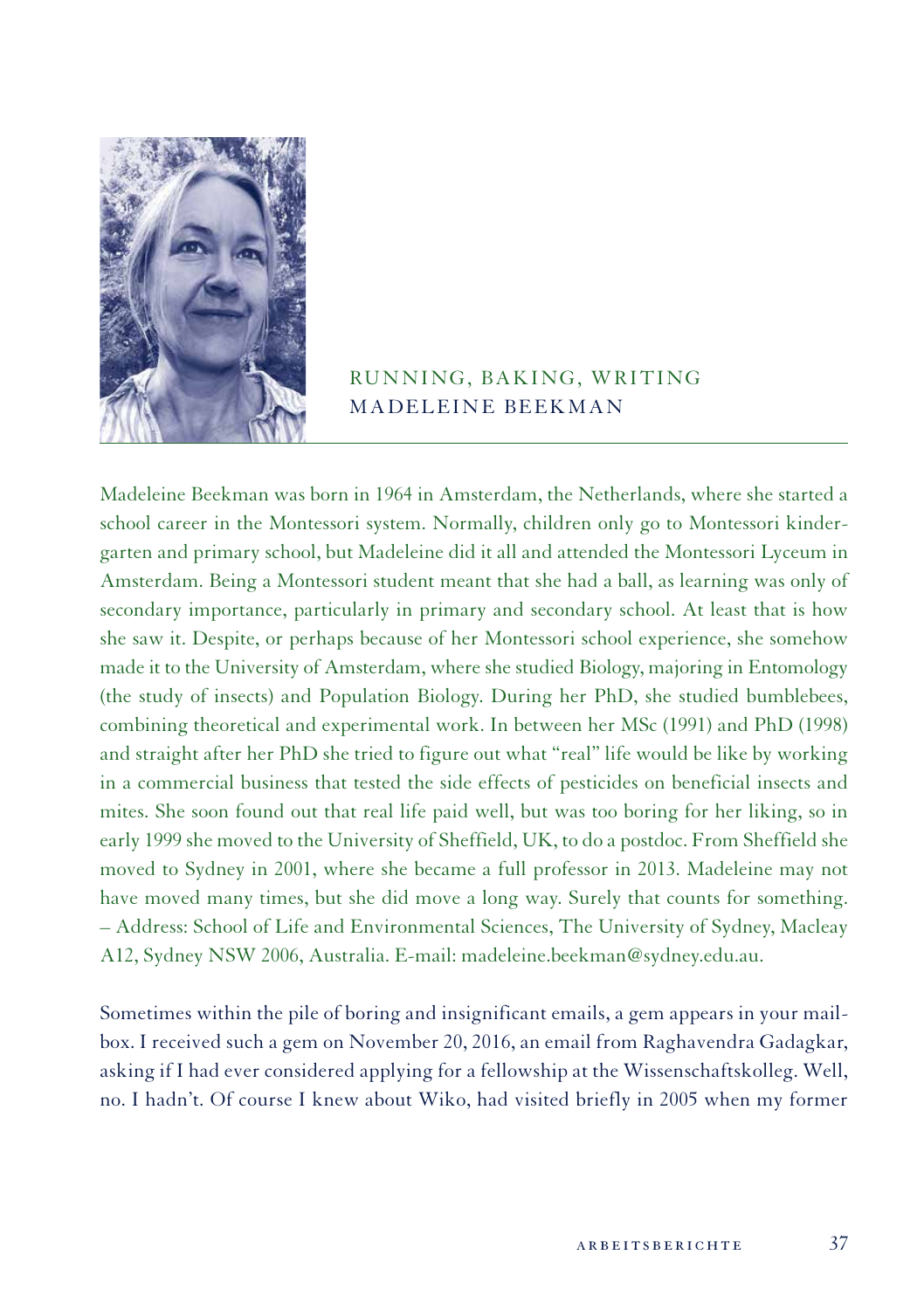# RUNNING, BAKING, WRITING
## MADELEINE BEEKMAN

Madeleine Beekman was born in 1964 in Amsterdam, the Netherlands, where she started a school career in the Montessori system. Normally, children only go to Montessori kindergarten and primary school, but Madeleine did it all and attended the Montessori Lyceum in Amsterdam. Being a Montessori student meant that she had a ball, as learning was only of secondary importance, particularly in primary and secondary school. At least that is how she saw it. Despite, or perhaps because of her Montessori school experience, she somehow made it to the University of Amsterdam, where she studied Biology, majoring in Entomology (the study of insects) and Population Biology. During her PhD, she studied bumblebees, combining theoretical and experimental work. In between her MSc (1991) and PhD (1998) and straight after her PhD she tried to figure out what "real" life would be like by working in a commercial business that tested the side effects of pesticides on beneficial insects and mites. She soon found out that real life paid well, but was too boring for her liking, so in early 1999 she moved to the University of Sheffield, UK, to do a postdoc. From Sheffield she moved to Sydney in 2001, where she became a full professor in 2013. Madeleine may not have moved many times, but she did move a long way. Surely that counts for something. – Address: School of Life and Environmental Sciences, The University of Sydney, Macleay A12, Sydney NSW 2006, Australia. E-mail: madeleine.beekman@sydney.edu.au.

Sometimes within the pile of boring and insignificant emails, a gem appears in your mailbox. I received such a gem on November 20, 2016, an email from Raghavendra Gadagkar, asking if I had ever considered applying for a fellowship at the Wissenschaftskolleg. Well, no. I hadn't. Of course I knew about Wiko, had visited briefly in 2005 when my former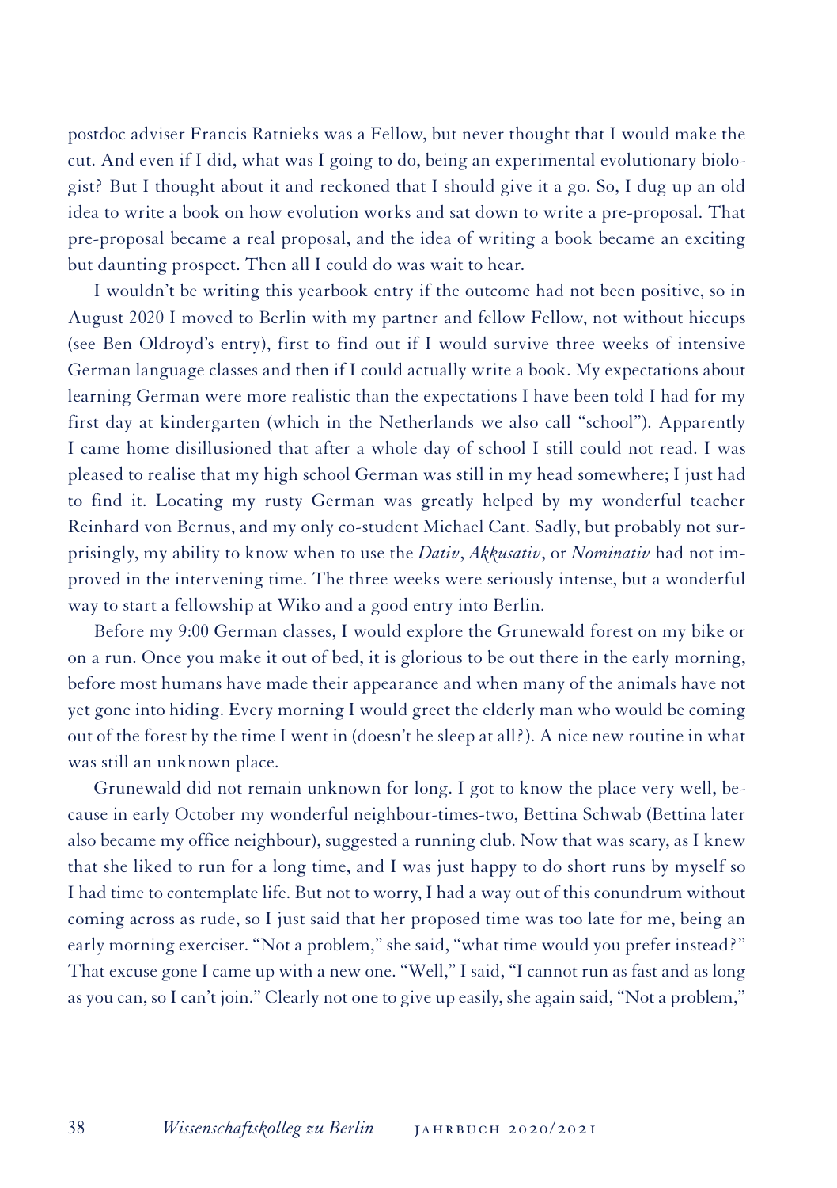postdoc adviser Francis Ratnieks was a Fellow, but never thought that I would make the cut. And even if I did, what was I going to do, being an experimental evolutionary biologist? But I thought about it and reckoned that I should give it a go. So, I dug up an old idea to write a book on how evolution works and sat down to write a pre-proposal. That pre-proposal became a real proposal, and the idea of writing a book became an exciting but daunting prospect. Then all I could do was wait to hear.

I wouldn't be writing this yearbook entry if the outcome had not been positive, so in August 2020 I moved to Berlin with my partner and fellow Fellow, not without hiccups (see Ben Oldroyd's entry), first to find out if I would survive three weeks of intensive German language classes and then if I could actually write a book. My expectations about learning German were more realistic than the expectations I have been told I had for my first day at kindergarten (which in the Netherlands we also call "school"). Apparently I came home disillusioned that after a whole day of school I still could not read. I was pleased to realise that my high school German was still in my head somewhere; I just had to find it. Locating my rusty German was greatly helped by my wonderful teacher Reinhard von Bernus, and my only co-student Michael Cant. Sadly, but probably not surprisingly, my ability to know when to use the *Dativ*, *Akkusativ*, or *Nominativ* had not improved in the intervening time. The three weeks were seriously intense, but a wonderful way to start a fellowship at Wiko and a good entry into Berlin.

Before my 9:00 German classes, I would explore the Grunewald forest on my bike or on a run. Once you make it out of bed, it is glorious to be out there in the early morning, before most humans have made their appearance and when many of the animals have not yet gone into hiding. Every morning I would greet the elderly man who would be coming out of the forest by the time I went in (doesn't he sleep at all?). A nice new routine in what was still an unknown place.

Grunewald did not remain unknown for long. I got to know the place very well, because in early October my wonderful neighbour-times-two, Bettina Schwab (Bettina later also became my office neighbour), suggested a running club. Now that was scary, as I knew that she liked to run for a long time, and I was just happy to do short runs by myself so I had time to contemplate life. But not to worry, I had a way out of this conundrum without coming across as rude, so I just said that her proposed time was too late for me, being an early morning exerciser. "Not a problem," she said, "what time would you prefer instead?" That excuse gone I came up with a new one. "Well," I said, "I cannot run as fast and as long as you can, so I can't join." Clearly not one to give up easily, she again said, "Not a problem,"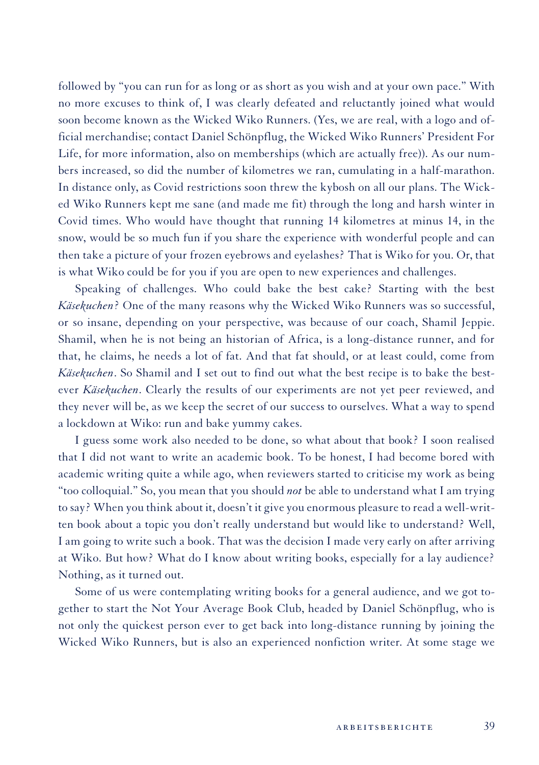followed by "you can run for as long or as short as you wish and at your own pace." With no more excuses to think of, I was clearly defeated and reluctantly joined what would soon become known as the Wicked Wiko Runners. (Yes, we are real, with a logo and official merchandise; contact Daniel Schönpflug, the Wicked Wiko Runners' President For Life, for more information, also on memberships (which are actually free)). As our numbers increased, so did the number of kilometres we ran, cumulating in a half-marathon. In distance only, as Covid restrictions soon threw the kybosh on all our plans. The Wicked Wiko Runners kept me sane (and made me fit) through the long and harsh winter in Covid times. Who would have thought that running 14 kilometres at minus 14, in the snow, would be so much fun if you share the experience with wonderful people and can then take a picture of your frozen eyebrows and eyelashes? That is Wiko for you. Or, that is what Wiko could be for you if you are open to new experiences and challenges.

Speaking of challenges. Who could bake the best cake? Starting with the best *Käsekuchen*? One of the many reasons why the Wicked Wiko Runners was so successful, or so insane, depending on your perspective, was because of our coach, Shamil Jeppie. Shamil, when he is not being an historian of Africa, is a long-distance runner, and for that, he claims, he needs a lot of fat. And that fat should, or at least could, come from *Käsekuchen*. So Shamil and I set out to find out what the best recipe is to bake the best-ever *Käsekuchen*. Clearly the results of our experiments are not yet peer reviewed, and they never will be, as we keep the secret of our success to ourselves. What a way to spend a lockdown at Wiko: run and bake yummy cakes.

I guess some work also needed to be done, so what about that book? I soon realised that I did not want to write an academic book. To be honest, I had become bored with academic writing quite a while ago, when reviewers started to criticise my work as being "too colloquial." So, you mean that you should *not* be able to understand what I am trying to say? When you think about it, doesn't it give you enormous pleasure to read a well-written book about a topic you don't really understand but would like to understand? Well, I am going to write such a book. That was the decision I made very early on after arriving at Wiko. But how? What do I know about writing books, especially for a lay audience? Nothing, as it turned out.

Some of us were contemplating writing books for a general audience, and we got together to start the Not Your Average Book Club, headed by Daniel Schönpflug, who is not only the quickest person ever to get back into long-distance running by joining the Wicked Wiko Runners, but is also an experienced nonfiction writer. At some stage we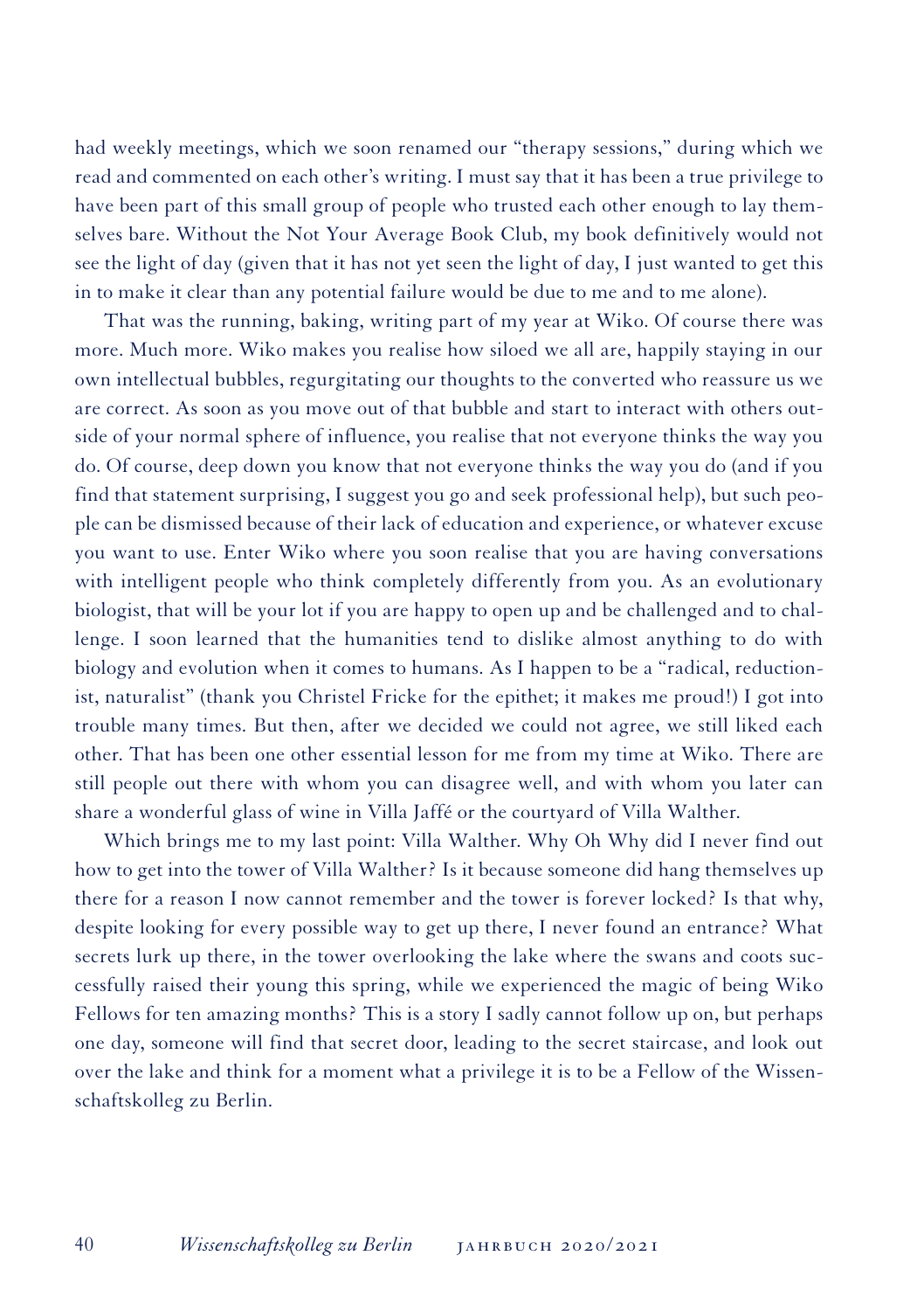had weekly meetings, which we soon renamed our "therapy sessions," during which we read and commented on each other's writing. I must say that it has been a true privilege to have been part of this small group of people who trusted each other enough to lay themselves bare. Without the Not Your Average Book Club, my book definitively would not see the light of day (given that it has not yet seen the light of day, I just wanted to get this in to make it clear than any potential failure would be due to me and to me alone).

That was the running, baking, writing part of my year at Wiko. Of course there was more. Much more. Wiko makes you realise how siloed we all are, happily staying in our own intellectual bubbles, regurgitating our thoughts to the converted who reassure us we are correct. As soon as you move out of that bubble and start to interact with others outside of your normal sphere of influence, you realise that not everyone thinks the way you do. Of course, deep down you know that not everyone thinks the way you do (and if you find that statement surprising, I suggest you go and seek professional help), but such people can be dismissed because of their lack of education and experience, or whatever excuse you want to use. Enter Wiko where you soon realise that you are having conversations with intelligent people who think completely differently from you. As an evolutionary biologist, that will be your lot if you are happy to open up and be challenged and to challenge. I soon learned that the humanities tend to dislike almost anything to do with biology and evolution when it comes to humans. As I happen to be a "radical, reductionist, naturalist" (thank you Christel Fricke for the epithet; it makes me proud!) I got into trouble many times. But then, after we decided we could not agree, we still liked each other. That has been one other essential lesson for me from my time at Wiko. There are still people out there with whom you can disagree well, and with whom you later can share a wonderful glass of wine in Villa Jaffé or the courtyard of Villa Walther.

Which brings me to my last point: Villa Walther. Why Oh Why did I never find out how to get into the tower of Villa Walther? Is it because someone did hang themselves up there for a reason I now cannot remember and the tower is forever locked? Is that why, despite looking for every possible way to get up there, I never found an entrance? What secrets lurk up there, in the tower overlooking the lake where the swans and coots successfully raised their young this spring, while we experienced the magic of being Wiko Fellows for ten amazing months? This is a story I sadly cannot follow up on, but perhaps one day, someone will find that secret door, leading to the secret staircase, and look out over the lake and think for a moment what a privilege it is to be a Fellow of the Wissenschaftskolleg zu Berlin.